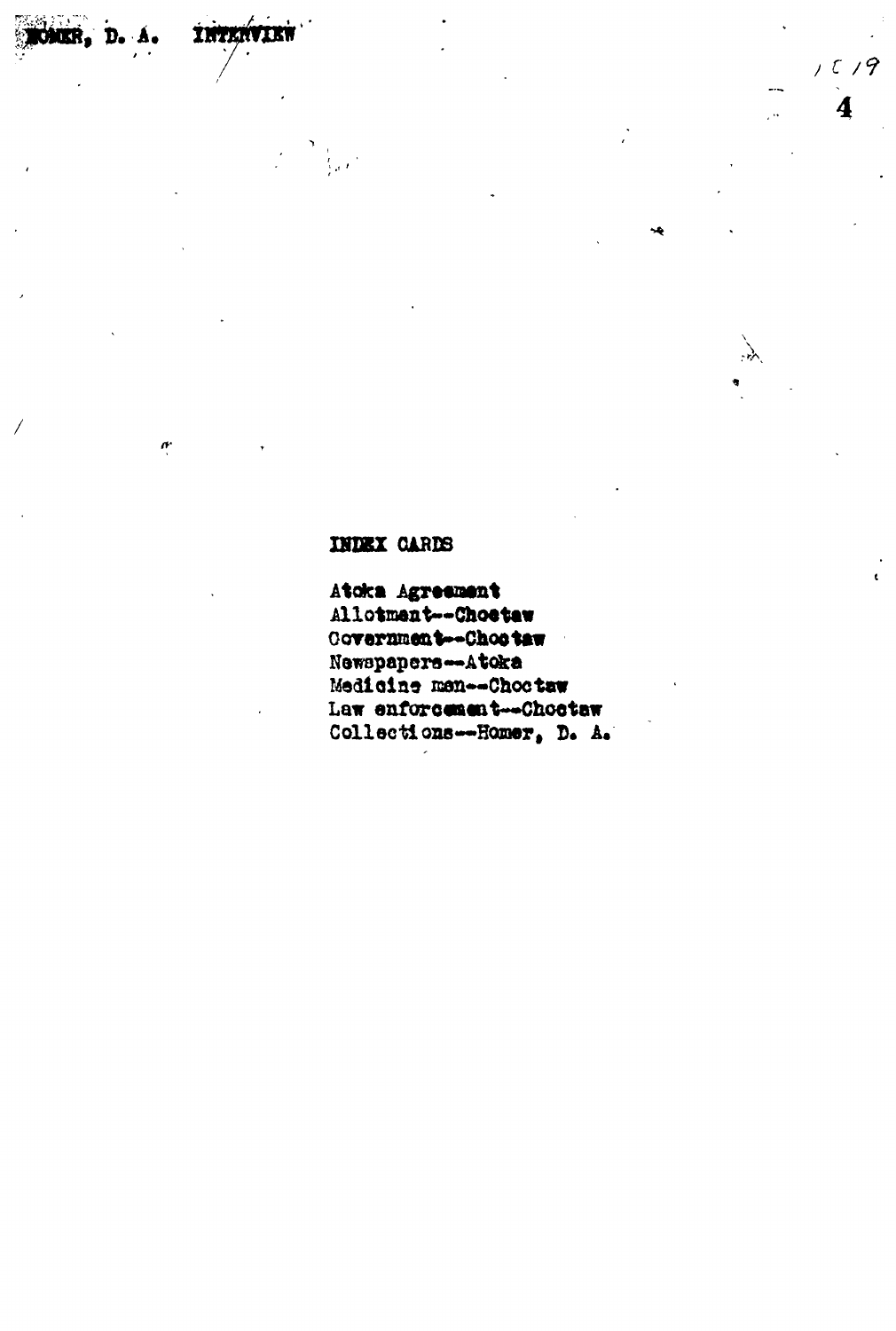HOMER, D. A. INTERVIEW

1019

4

INDEX CARDS

Atoka Agreement
Allotment--Choctaw
Government--Choctaw
Newspapers--Atoka
Medicine men--Choctaw
Law enforcement--Choctaw
Collections--Homer, D. A.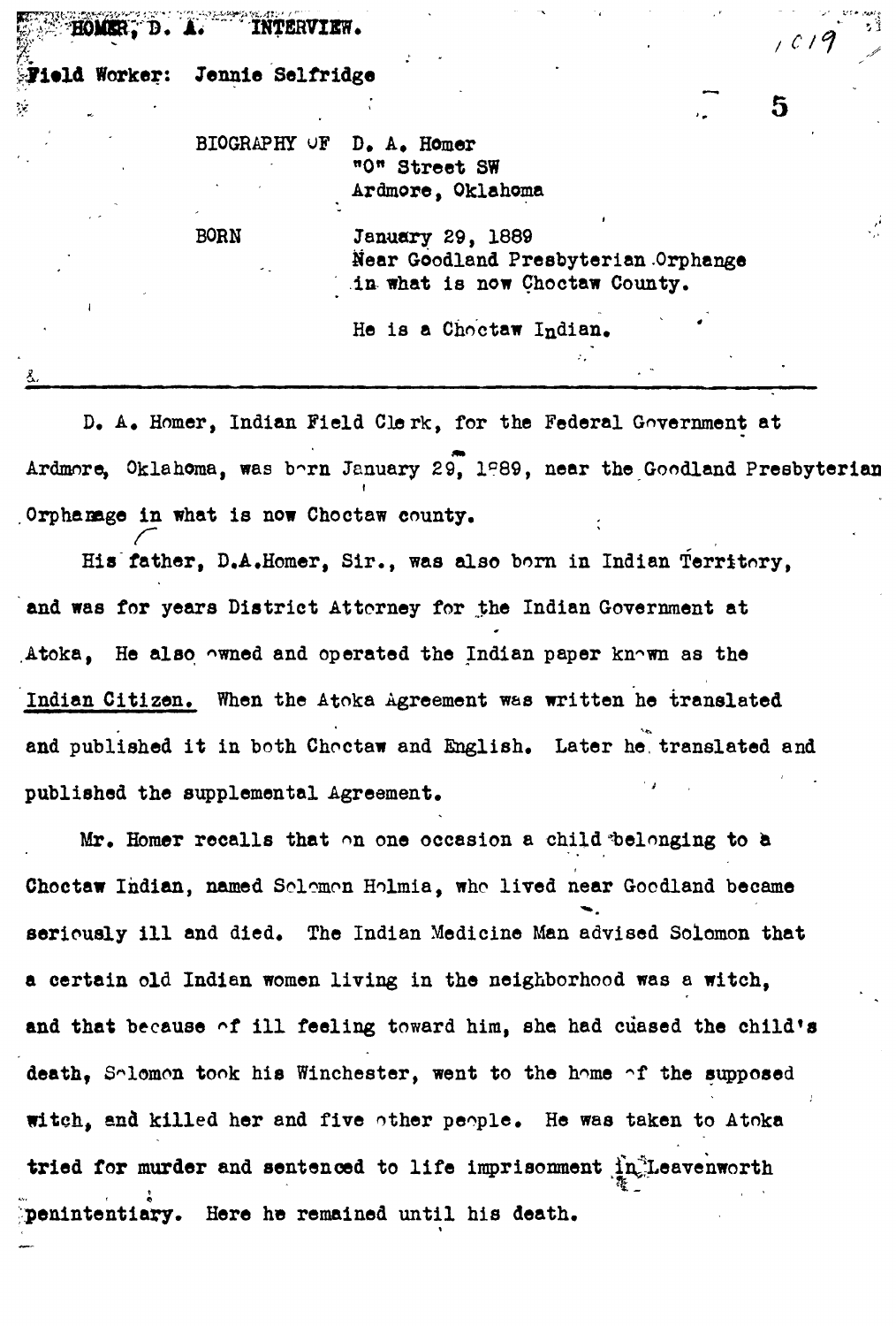HOMER, D. A. INTERVIEW.

Field Worker: Jennie Selfridge

BIOGRAPHY OF D. A. Homer
"O" Street SW
Ardmore, Oklahoma

BORN January 29, 1889
Near Goodland Presbyterian Orphange
in what is now Choctaw County.

He is a Choctaw Indian.

---

D. A. Homer, Indian Field Clerk, for the Federal Government at Ardmore, Oklahoma, was born January 29, 1889, near the Goodland Presbyterian Orphanage in what is now Choctaw county.

His father, D.A.Homer, Sir., was also born in Indian Territory, and was for years District Attorney for the Indian Government at Atoka, He also owned and operated the Indian paper known as the Indian Citizen. When the Atoka Agreement was written he translated and published it in both Choctaw and English. Later he translated and published the supplemental Agreement.

Mr. Homer recalls that on one occasion a child belonging to a Choctaw Indian, named Solomon Holmia, who lived near Goodland became seriously ill and died. The Indian Medicine Man advised Solomon that a certain old Indian women living in the neighborhood was a witch, and that because of ill feeling toward him, she had cuased the child's death, Solomon took his Winchester, went to the home of the supposed witch, and killed her and five other people. He was taken to Atoka tried for murder and sentenced to life imprisonment in Leavenworth penintentiary. Here he remained until his death.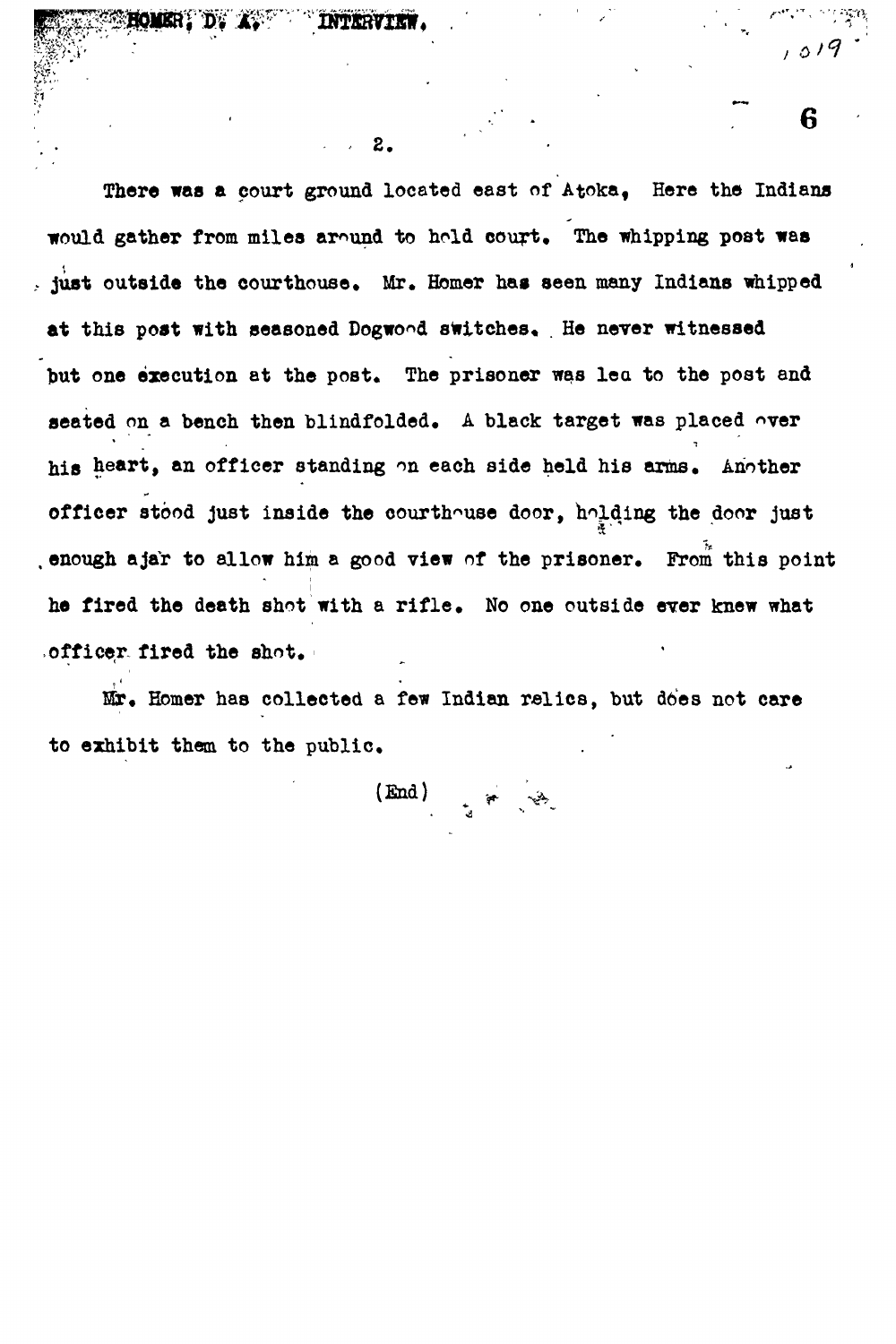There was a court ground located east of Atoka, Here the Indians would gather from miles around to hold court. The whipping post was just outside the courthouse. Mr. Homer has seen many Indians whipped at this post with seasoned Dogwood switches. He never witnessed but one execution at the post. The prisoner was lea to the post and seated on a bench then blindfolded. A black target was placed over his heart, an officer standing on each side held his arms. Another officer stood just inside the courthouse door, holding the door just enough ajar to allow him a good view of the prisoner. From this point he fired the death shot with a rifle. No one outside ever knew what officer fired the shot.

Mr. Homer has collected a few Indian relics, but does not care to exhibit them to the public.

(End)